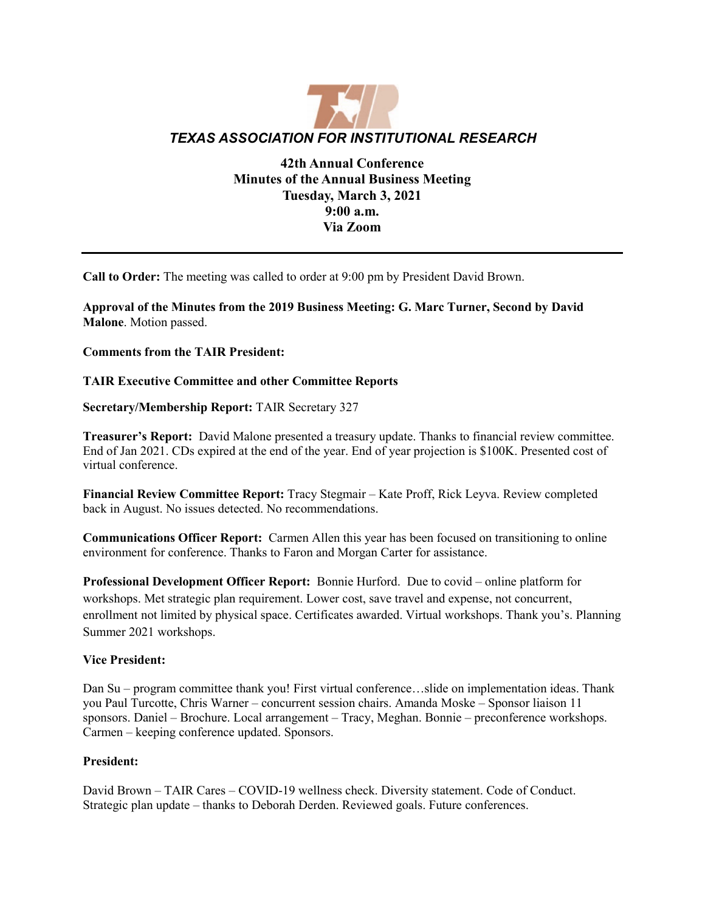# *TEXAS ASSOCIATION FOR INSTITUTIONAL RESEARCH*

**42th Annual Conference**
**Minutes of the Annual Business Meeting**
**Tuesday, March 3, 2021**
**9:00 a.m.**
**Via Zoom**

---

**Call to Order:** The meeting was called to order at 9:00 pm by President David Brown.

**Approval of the Minutes from the 2019 Business Meeting: G. Marc Turner, Second by David Malone**. Motion passed.

**Comments from the TAIR President:**

**TAIR Executive Committee and other Committee Reports**

**Secretary/Membership Report:** TAIR Secretary 327

**Treasurer's Report:** David Malone presented a treasury update. Thanks to financial review committee. End of Jan 2021. CDs expired at the end of the year. End of year projection is $100K. Presented cost of virtual conference.

**Financial Review Committee Report:** Tracy Stegmair – Kate Proff, Rick Leyva. Review completed back in August. No issues detected. No recommendations.

**Communications Officer Report:** Carmen Allen this year has been focused on transitioning to online environment for conference. Thanks to Faron and Morgan Carter for assistance.

**Professional Development Officer Report:** Bonnie Hurford. Due to covid – online platform for workshops. Met strategic plan requirement. Lower cost, save travel and expense, not concurrent, enrollment not limited by physical space. Certificates awarded. Virtual workshops. Thank you's. Planning Summer 2021 workshops.

**Vice President:**

Dan Su – program committee thank you! First virtual conference…slide on implementation ideas. Thank you Paul Turcotte, Chris Warner – concurrent session chairs. Amanda Moske – Sponsor liaison 11 sponsors. Daniel – Brochure. Local arrangement – Tracy, Meghan. Bonnie – preconference workshops. Carmen – keeping conference updated. Sponsors.

**President:**

David Brown – TAIR Cares – COVID-19 wellness check. Diversity statement. Code of Conduct. Strategic plan update – thanks to Deborah Derden. Reviewed goals. Future conferences.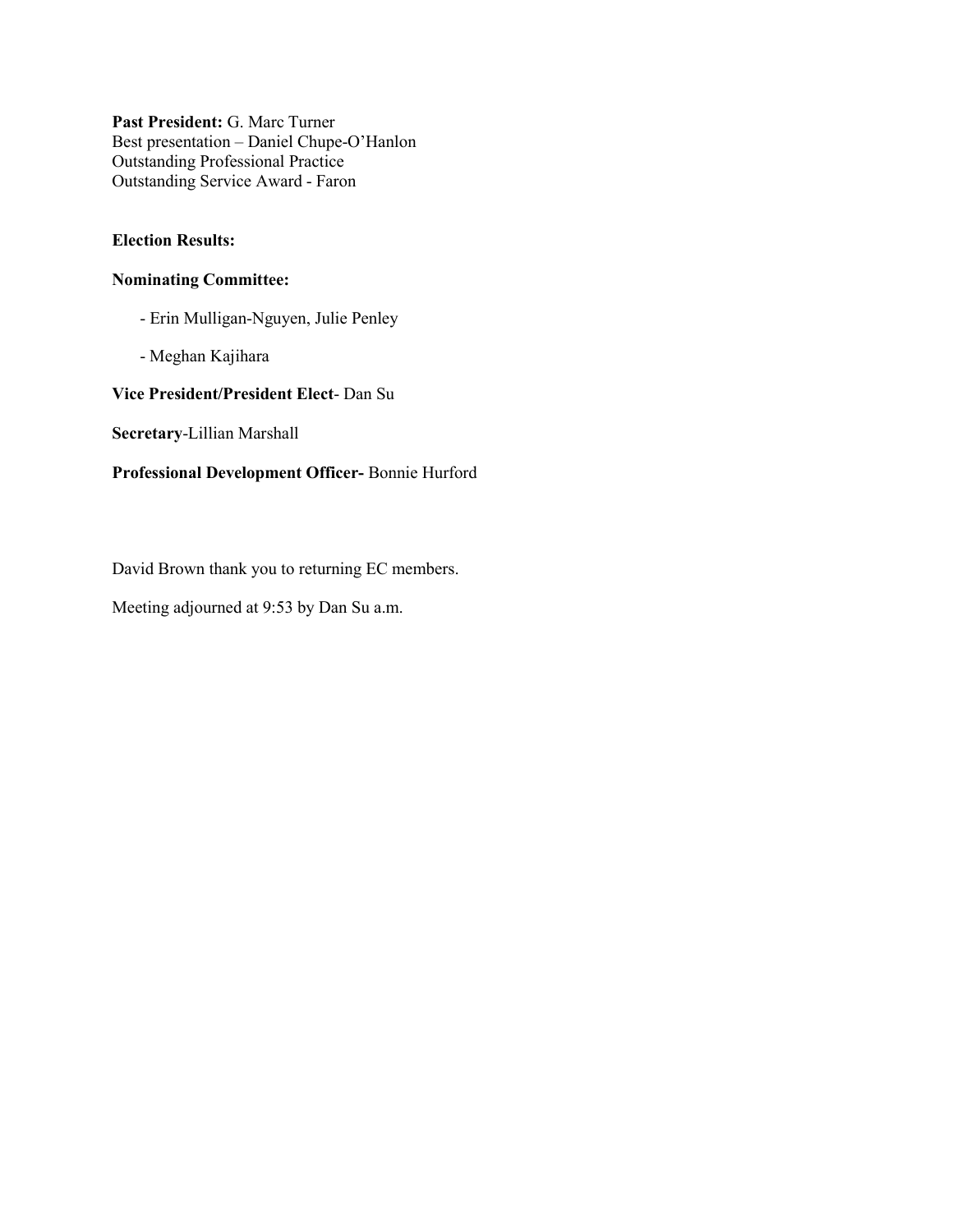**Past President:** G. Marc Turner
Best presentation – Daniel Chupe-O'Hanlon
Outstanding Professional Practice
Outstanding Service Award - Faron

**Election Results:**

**Nominating Committee:**

- Erin Mulligan-Nguyen, Julie Penley
- Meghan Kajihara

**Vice President/President Elect**- Dan Su

**Secretary**-Lillian Marshall

**Professional Development Officer-** Bonnie Hurford

David Brown thank you to returning EC members.

Meeting adjourned at 9:53 by Dan Su a.m.